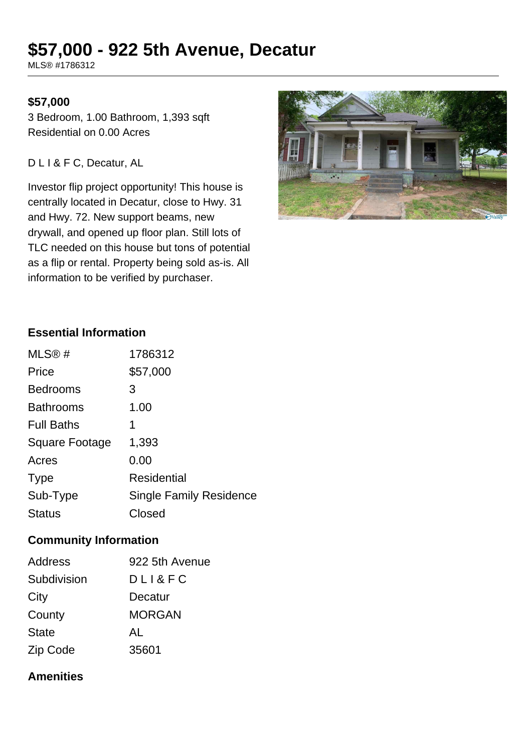# $57,000 - 922 5th Avenue, Decatur

MLS® #1786312

**$57,000**

3 Bedroom, 1.00 Bathroom, 1,393 sqft
Residential on 0.00 Acres

D L I & F C, Decatur, AL

Investor flip project opportunity! This house is centrally located in Decatur, close to Hwy. 31 and Hwy. 72. New support beams, new drywall, and opened up floor plan. Still lots of TLC needed on this house but tons of potential as a flip or rental. Property being sold as-is. All information to be verified by purchaser.

## Essential Information

| | |
|---|---|
| MLS® # | 1786312 |
| Price | $57,000 |
| Bedrooms | 3 |
| Bathrooms | 1.00 |
| Full Baths | 1 |
| Square Footage | 1,393 |
| Acres | 0.00 |
| Type | Residential |
| Sub-Type | Single Family Residence |
| Status | Closed |

## Community Information

| | |
|---|---|
| Address | 922 5th Avenue |
| Subdivision | D L I & F C |
| City | Decatur |
| County | MORGAN |
| State | AL |
| Zip Code | 35601 |

## Amenities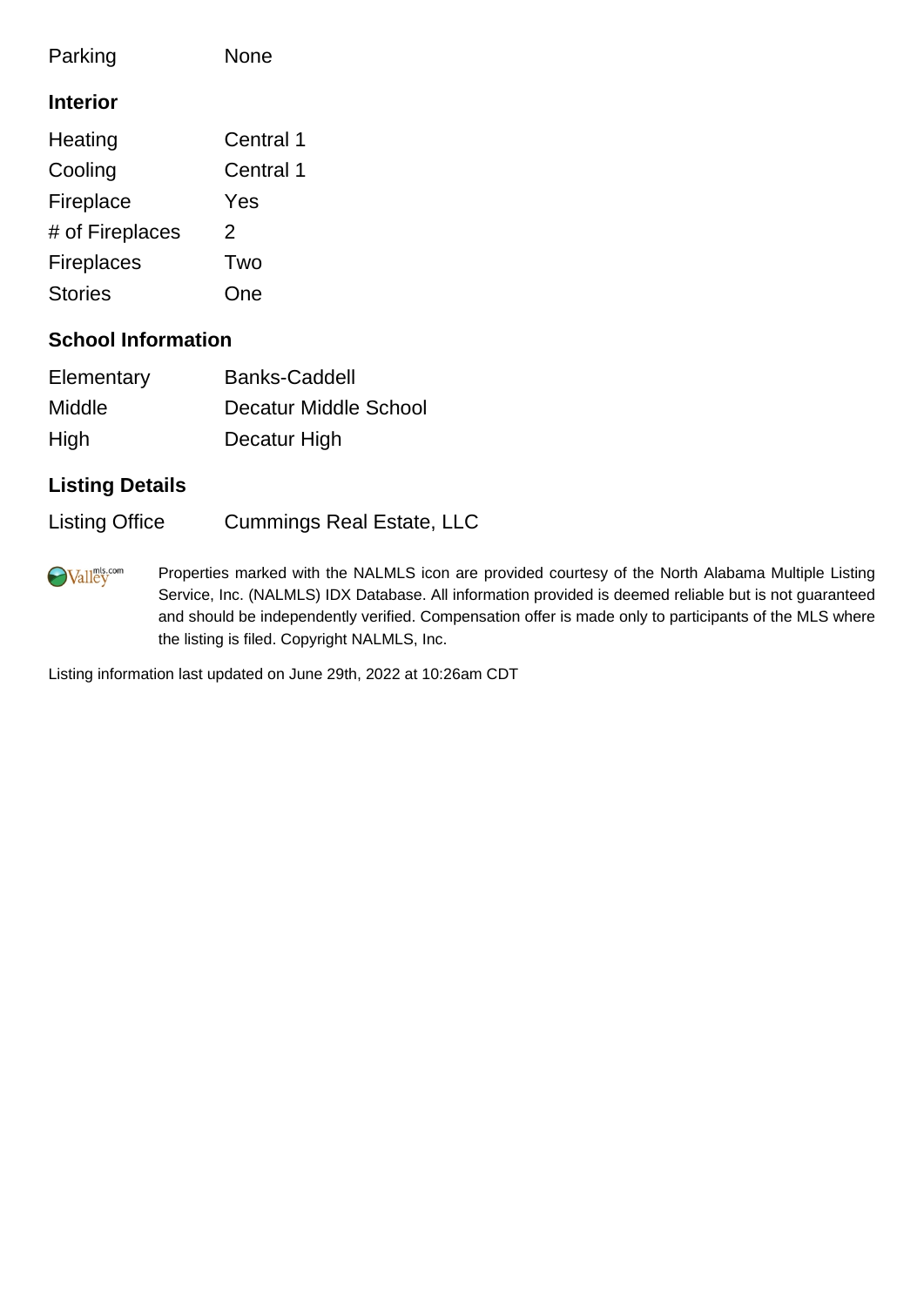| | |
|---|---|
| Parking | None |

## Interior

| | |
|---|---|
| Heating | Central 1 |
| Cooling | Central 1 |
| Fireplace | Yes |
| # of Fireplaces | 2 |
| Fireplaces | Two |
| Stories | One |

## School Information

| | |
|---|---|
| Elementary | Banks-Caddell |
| Middle | Decatur Middle School |
| High | Decatur High |

## Listing Details

| | |
|---|---|
| Listing Office | Cummings Real Estate, LLC |

Properties marked with the NALMLS icon are provided courtesy of the North Alabama Multiple Listing Service, Inc. (NALMLS) IDX Database. All information provided is deemed reliable but is not guaranteed and should be independently verified. Compensation offer is made only to participants of the MLS where the listing is filed. Copyright NALMLS, Inc.

Listing information last updated on June 29th, 2022 at 10:26am CDT